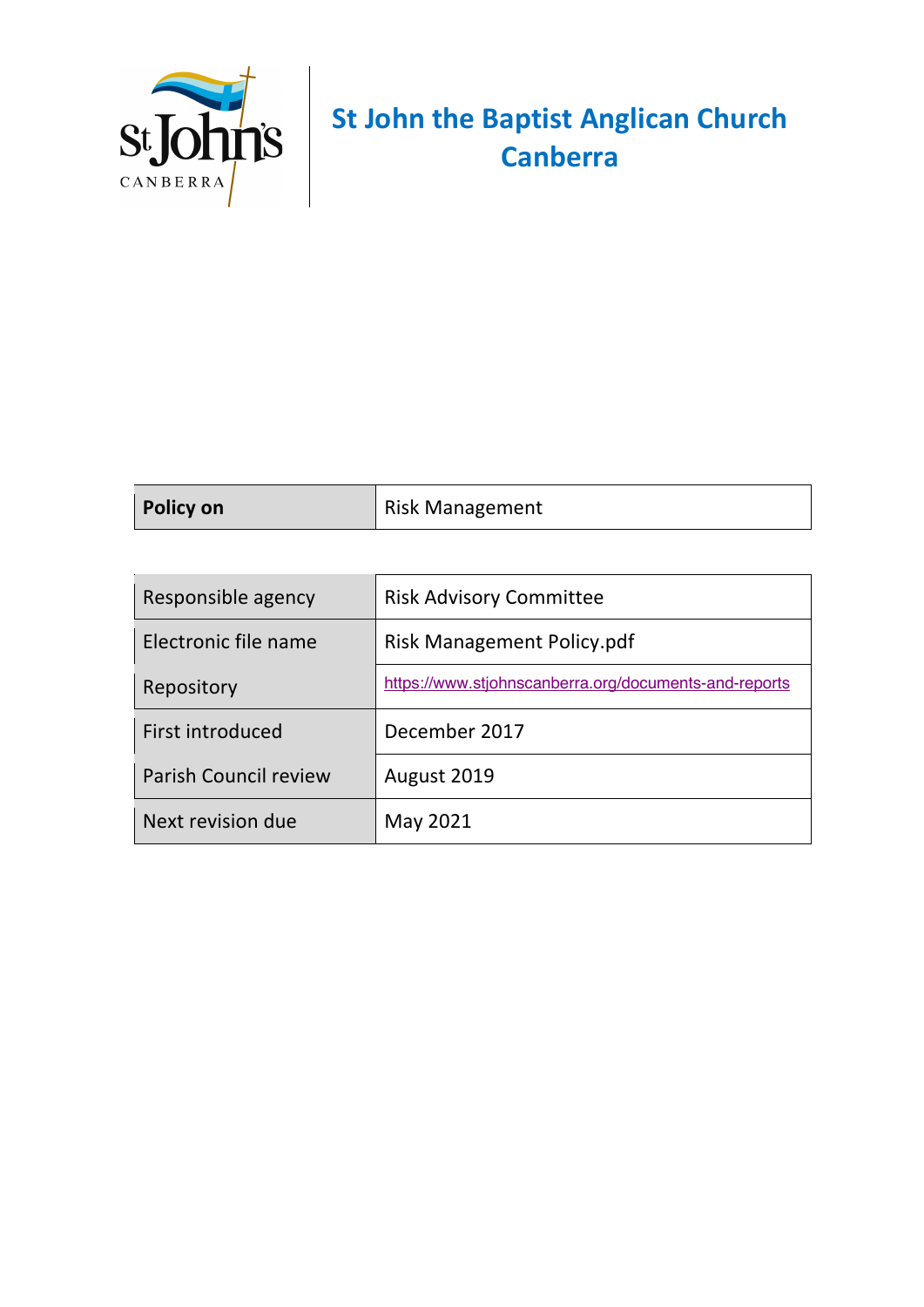# St John the Baptist Anglican Church Canberra

| **Policy on** | Risk Management |
|---|---|

| Responsible agency | Risk Advisory Committee |
|---|---|
| Electronic file name | Risk Management Policy.pdf |
| Repository | https://www.stjohnscanberra.org/documents-and-reports |
| First introduced | December 2017 |
| Parish Council review | August 2019 |
| Next revision due | May 2021 |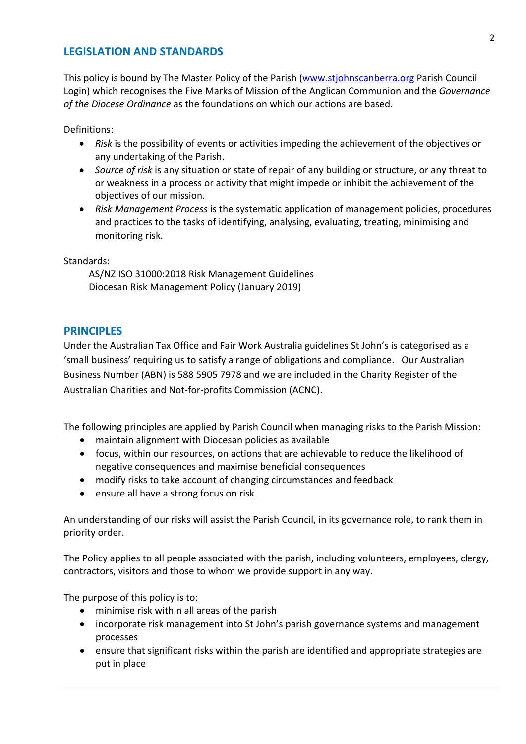## LEGISLATION AND STANDARDS

This policy is bound by The Master Policy of the Parish (www.stjohnscanberra.org Parish Council Login) which recognises the Five Marks of Mission of the Anglican Communion and the *Governance of the Diocese Ordinance* as the foundations on which our actions are based.

Definitions:

- *Risk* is the possibility of events or activities impeding the achievement of the objectives or any undertaking of the Parish.
- *Source of risk* is any situation or state of repair of any building or structure, or any threat to or weakness in a process or activity that might impede or inhibit the achievement of the objectives of our mission.
- *Risk Management Process* is the systematic application of management policies, procedures and practices to the tasks of identifying, analysing, evaluating, treating, minimising and monitoring risk.

Standards:

AS/NZ ISO 31000:2018 Risk Management Guidelines
Diocesan Risk Management Policy (January 2019)

## PRINCIPLES

Under the Australian Tax Office and Fair Work Australia guidelines St John's is categorised as a 'small business' requiring us to satisfy a range of obligations and compliance. Our Australian Business Number (ABN) is 588 5905 7978 and we are included in the Charity Register of the Australian Charities and Not-for-profits Commission (ACNC).

The following principles are applied by Parish Council when managing risks to the Parish Mission:

- maintain alignment with Diocesan policies as available
- focus, within our resources, on actions that are achievable to reduce the likelihood of negative consequences and maximise beneficial consequences
- modify risks to take account of changing circumstances and feedback
- ensure all have a strong focus on risk

An understanding of our risks will assist the Parish Council, in its governance role, to rank them in priority order.

The Policy applies to all people associated with the parish, including volunteers, employees, clergy, contractors, visitors and those to whom we provide support in any way.

The purpose of this policy is to:

- minimise risk within all areas of the parish
- incorporate risk management into St John's parish governance systems and management processes
- ensure that significant risks within the parish are identified and appropriate strategies are put in place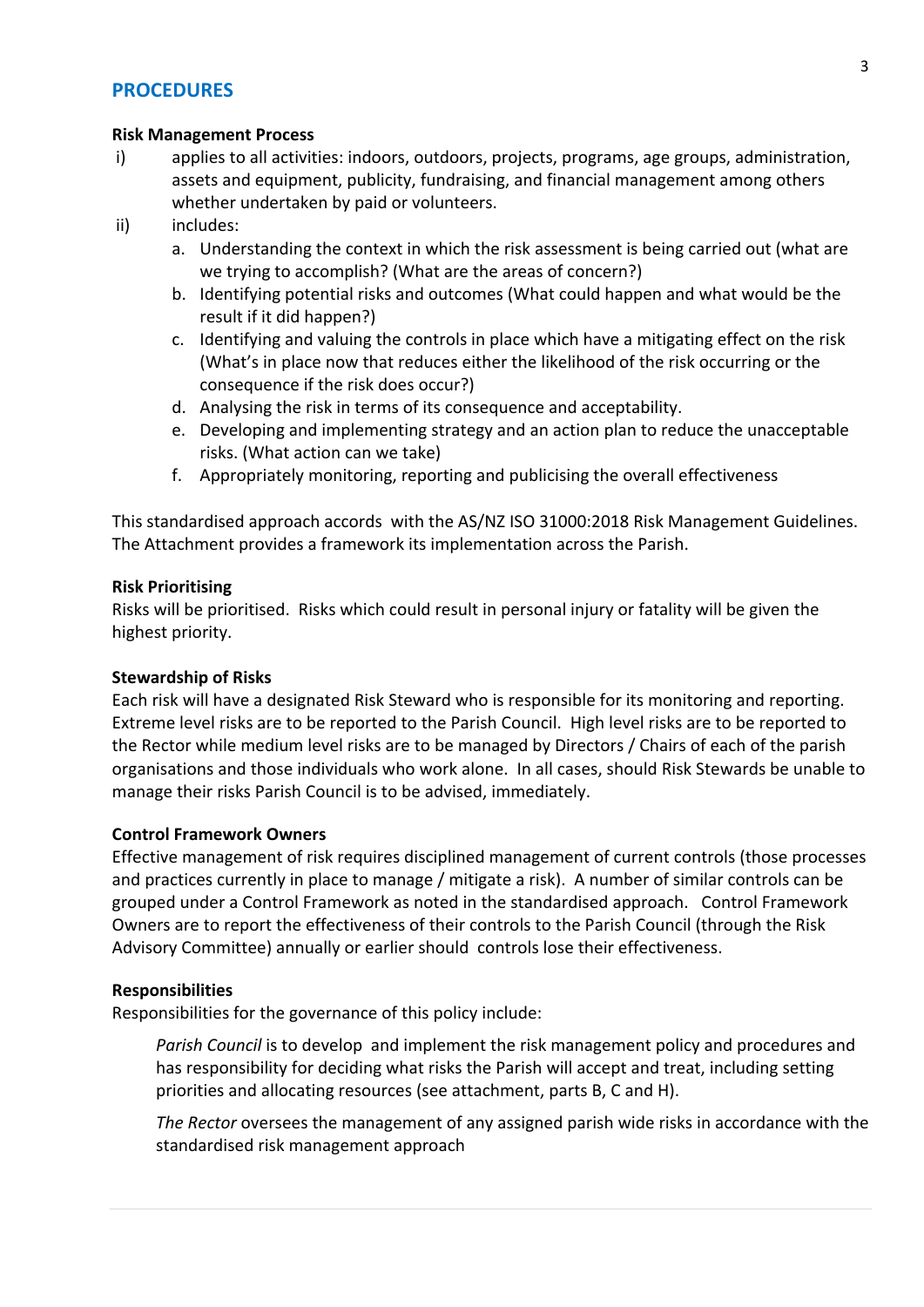## PROCEDURES

**Risk Management Process**

i) applies to all activities: indoors, outdoors, projects, programs, age groups, administration, assets and equipment, publicity, fundraising, and financial management among others whether undertaken by paid or volunteers.

ii) includes:

   a. Understanding the context in which the risk assessment is being carried out (what are we trying to accomplish? (What are the areas of concern?)
   b. Identifying potential risks and outcomes (What could happen and what would be the result if it did happen?)
   c. Identifying and valuing the controls in place which have a mitigating effect on the risk (What's in place now that reduces either the likelihood of the risk occurring or the consequence if the risk does occur?)
   d. Analysing the risk in terms of its consequence and acceptability.
   e. Developing and implementing strategy and an action plan to reduce the unacceptable risks. (What action can we take)
   f. Appropriately monitoring, reporting and publicising the overall effectiveness

This standardised approach accords with the AS/NZ ISO 31000:2018 Risk Management Guidelines. The Attachment provides a framework its implementation across the Parish.

**Risk Prioritising**

Risks will be prioritised. Risks which could result in personal injury or fatality will be given the highest priority.

**Stewardship of Risks**

Each risk will have a designated Risk Steward who is responsible for its monitoring and reporting. Extreme level risks are to be reported to the Parish Council. High level risks are to be reported to the Rector while medium level risks are to be managed by Directors / Chairs of each of the parish organisations and those individuals who work alone. In all cases, should Risk Stewards be unable to manage their risks Parish Council is to be advised, immediately.

**Control Framework Owners**

Effective management of risk requires disciplined management of current controls (those processes and practices currently in place to manage / mitigate a risk). A number of similar controls can be grouped under a Control Framework as noted in the standardised approach. Control Framework Owners are to report the effectiveness of their controls to the Parish Council (through the Risk Advisory Committee) annually or earlier should controls lose their effectiveness.

**Responsibilities**

Responsibilities for the governance of this policy include:

*Parish Council* is to develop and implement the risk management policy and procedures and has responsibility for deciding what risks the Parish will accept and treat, including setting priorities and allocating resources (see attachment, parts B, C and H).

*The Rector* oversees the management of any assigned parish wide risks in accordance with the standardised risk management approach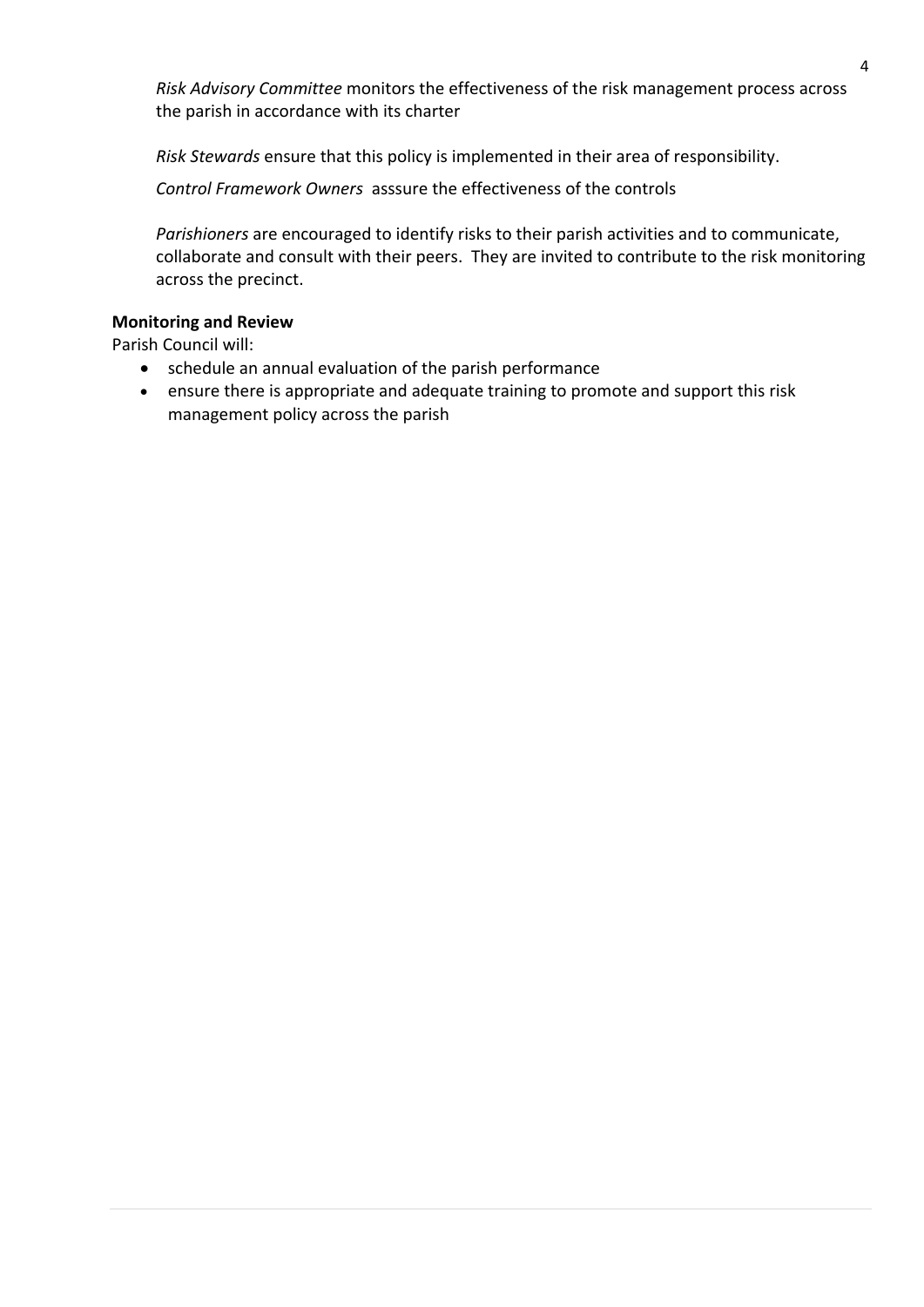*Risk Advisory Committee* monitors the effectiveness of the risk management process across the parish in accordance with its charter

*Risk Stewards* ensure that this policy is implemented in their area of responsibility.

*Control Framework Owners* asssure the effectiveness of the controls

*Parishioners* are encouraged to identify risks to their parish activities and to communicate, collaborate and consult with their peers. They are invited to contribute to the risk monitoring across the precinct.

**Monitoring and Review**

Parish Council will:

- schedule an annual evaluation of the parish performance
- ensure there is appropriate and adequate training to promote and support this risk management policy across the parish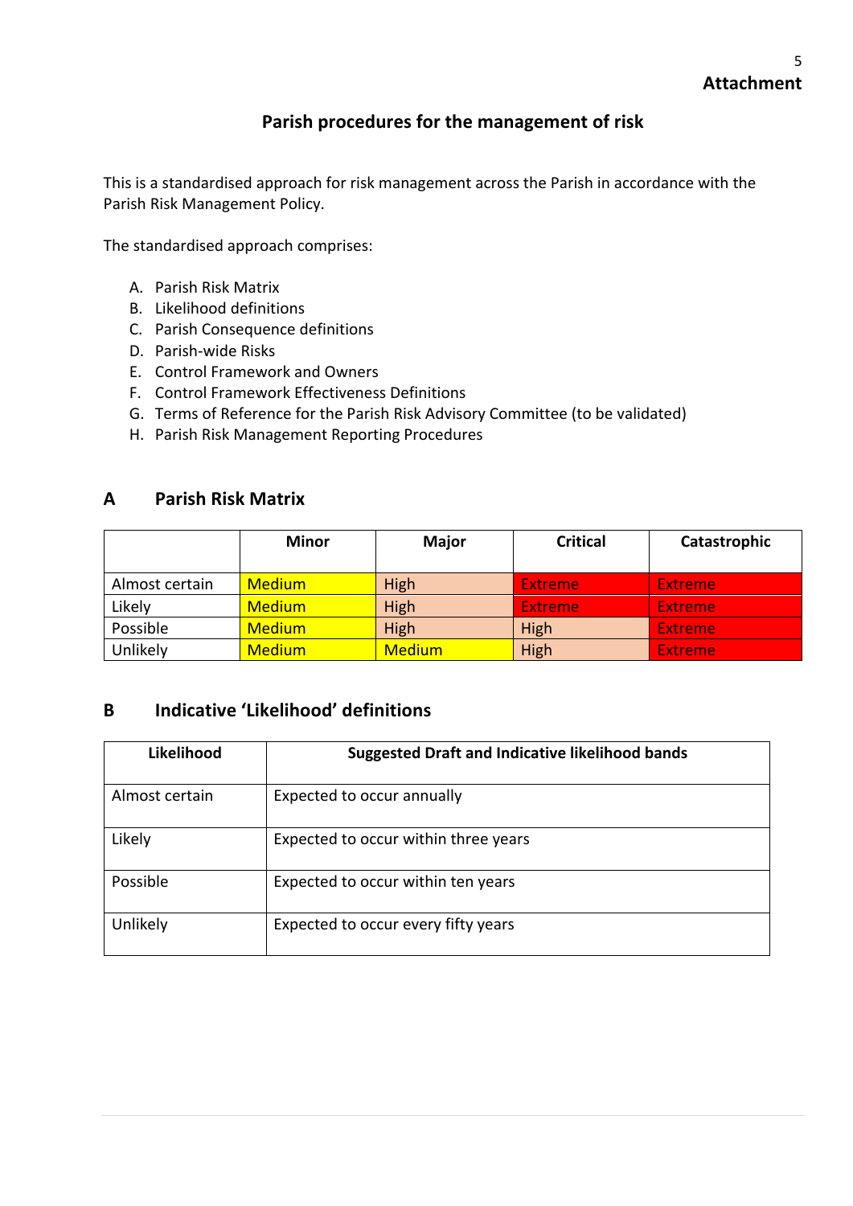**Attachment**

## Parish procedures for the management of risk

This is a standardised approach for risk management across the Parish in accordance with the Parish Risk Management Policy.

The standardised approach comprises:

A. Parish Risk Matrix
B. Likelihood definitions
C. Parish Consequence definitions
D. Parish-wide Risks
E. Control Framework and Owners
F. Control Framework Effectiveness Definitions
G. Terms of Reference for the Parish Risk Advisory Committee (to be validated)
H. Parish Risk Management Reporting Procedures

## A Parish Risk Matrix

| | Minor | Major | Critical | Catastrophic |
|---|---|---|---|---|
| Almost certain | Medium | High | Extreme | Extreme |
| Likely | Medium | High | Extreme | Extreme |
| Possible | Medium | High | High | Extreme |
| Unlikely | Medium | Medium | High | Extreme |

## B Indicative 'Likelihood' definitions

| Likelihood | Suggested Draft and Indicative likelihood bands |
|---|---|
| Almost certain | Expected to occur annually |
| Likely | Expected to occur within three years |
| Possible | Expected to occur within ten years |
| Unlikely | Expected to occur every fifty years |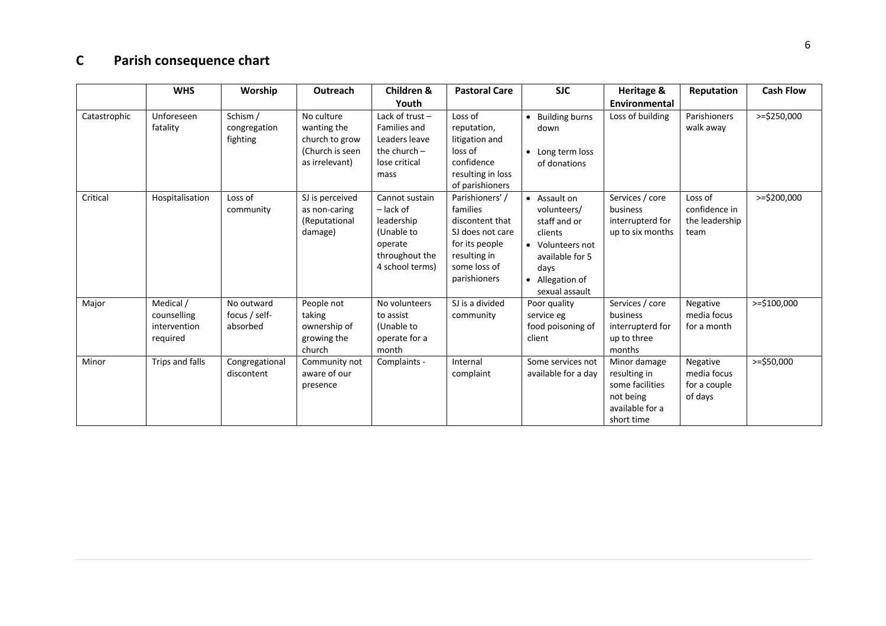## C Parish consequence chart

| | WHS | Worship | Outreach | Children & Youth | Pastoral Care | SJC | Heritage & Environmental | Reputation | Cash Flow |
|---|---|---|---|---|---|---|---|---|---|
| Catastrophic | Unforeseen fatality | Schism / congregation fighting | No culture wanting the church to grow (Church is seen as irrelevant) | Lack of trust – Families and Leaders leave the church – lose critical mass | Loss of reputation, litigation and loss of confidence resulting in loss of parishioners | • Building burns down<br>• Long term loss of donations | Loss of building | Parishioners walk away | >=$250,000 |
| Critical | Hospitalisation | Loss of community | SJ is perceived as non-caring (Reputational damage) | Cannot sustain – lack of leadership (Unable to operate throughout the 4 school terms) | Parishioners' / families discontent that SJ does not care for its people resulting in some loss of parishioners | • Assault on volunteers/ staff and or clients<br>• Volunteers not available for 5 days<br>• Allegation of sexual assault | Services / core business interrupterd for up to six months | Loss of confidence in the leadership team | >=$200,000 |
| Major | Medical / counselling intervention required | No outward focus / self-absorbed | People not taking ownership of growing the church | No volunteers to assist (Unable to operate for a month | SJ is a divided community | Poor quality service eg food poisoning of client | Services / core business interrupterd for up to three months | Negative media focus for a month | >=$100,000 |
| Minor | Trips and falls | Congregational discontent | Community not aware of our presence | Complaints - | Internal complaint | Some services not available for a day | Minor damage resulting in some facilities not being available for a short time | Negative media focus for a couple of days | >=$50,000 |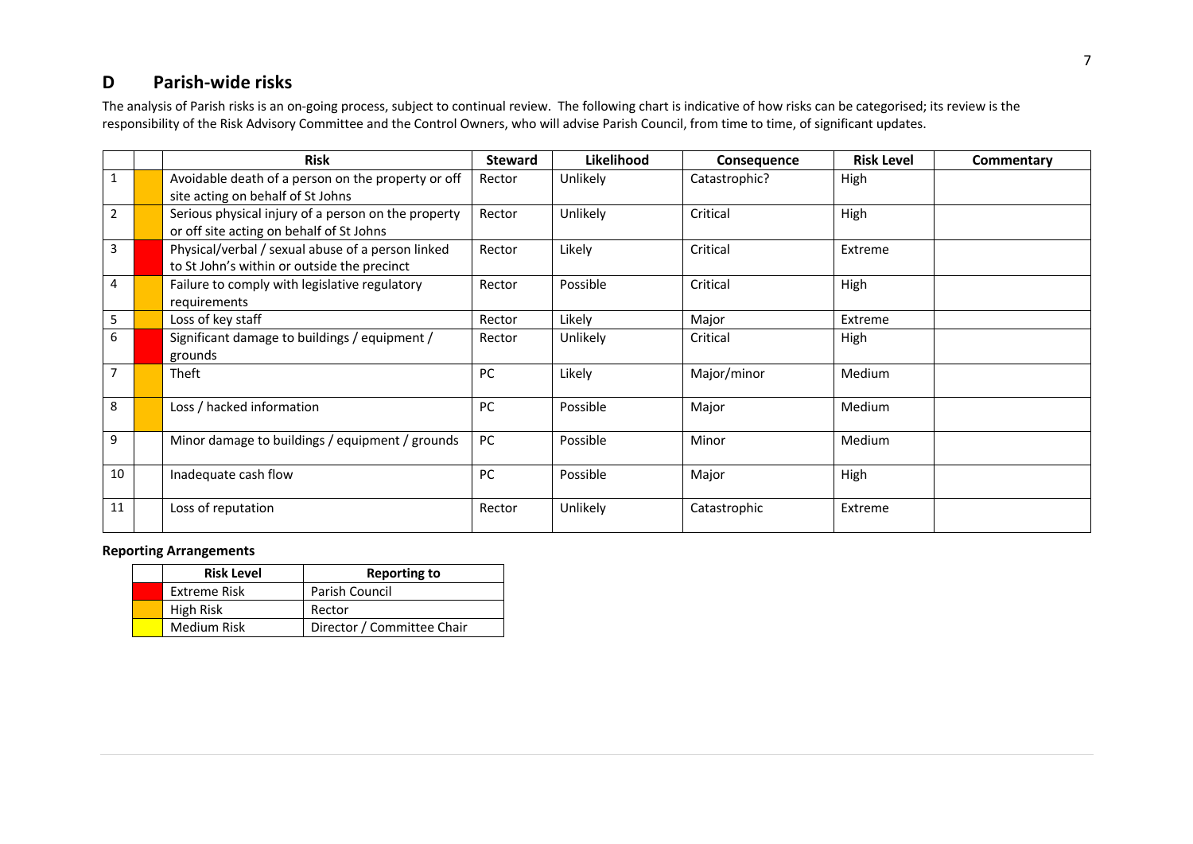## D Parish-wide risks

The analysis of Parish risks is an on-going process, subject to continual review. The following chart is indicative of how risks can be categorised; its review is the responsibility of the Risk Advisory Committee and the Control Owners, who will advise Parish Council, from time to time, of significant updates.

| | | Risk | Steward | Likelihood | Consequence | Risk Level | Commentary |
|---|---|---|---|---|---|---|---|
| 1 | | Avoidable death of a person on the property or off site acting on behalf of St Johns | Rector | Unlikely | Catastrophic? | High | |
| 2 | | Serious physical injury of a person on the property or off site acting on behalf of St Johns | Rector | Unlikely | Critical | High | |
| 3 | | Physical/verbal / sexual abuse of a person linked to St John's within or outside the precinct | Rector | Likely | Critical | Extreme | |
| 4 | | Failure to comply with legislative regulatory requirements | Rector | Possible | Critical | High | |
| 5 | | Loss of key staff | Rector | Likely | Major | Extreme | |
| 6 | | Significant damage to buildings / equipment / grounds | Rector | Unlikely | Critical | High | |
| 7 | | Theft | PC | Likely | Major/minor | Medium | |
| 8 | | Loss / hacked information | PC | Possible | Major | Medium | |
| 9 | | Minor damage to buildings / equipment / grounds | PC | Possible | Minor | Medium | |
| 10 | | Inadequate cash flow | PC | Possible | Major | High | |
| 11 | | Loss of reputation | Rector | Unlikely | Catastrophic | Extreme | |

**Reporting Arrangements**

| | Risk Level | Reporting to |
|---|---|---|
| | Extreme Risk | Parish Council |
| | High Risk | Rector |
| | Medium Risk | Director / Committee Chair |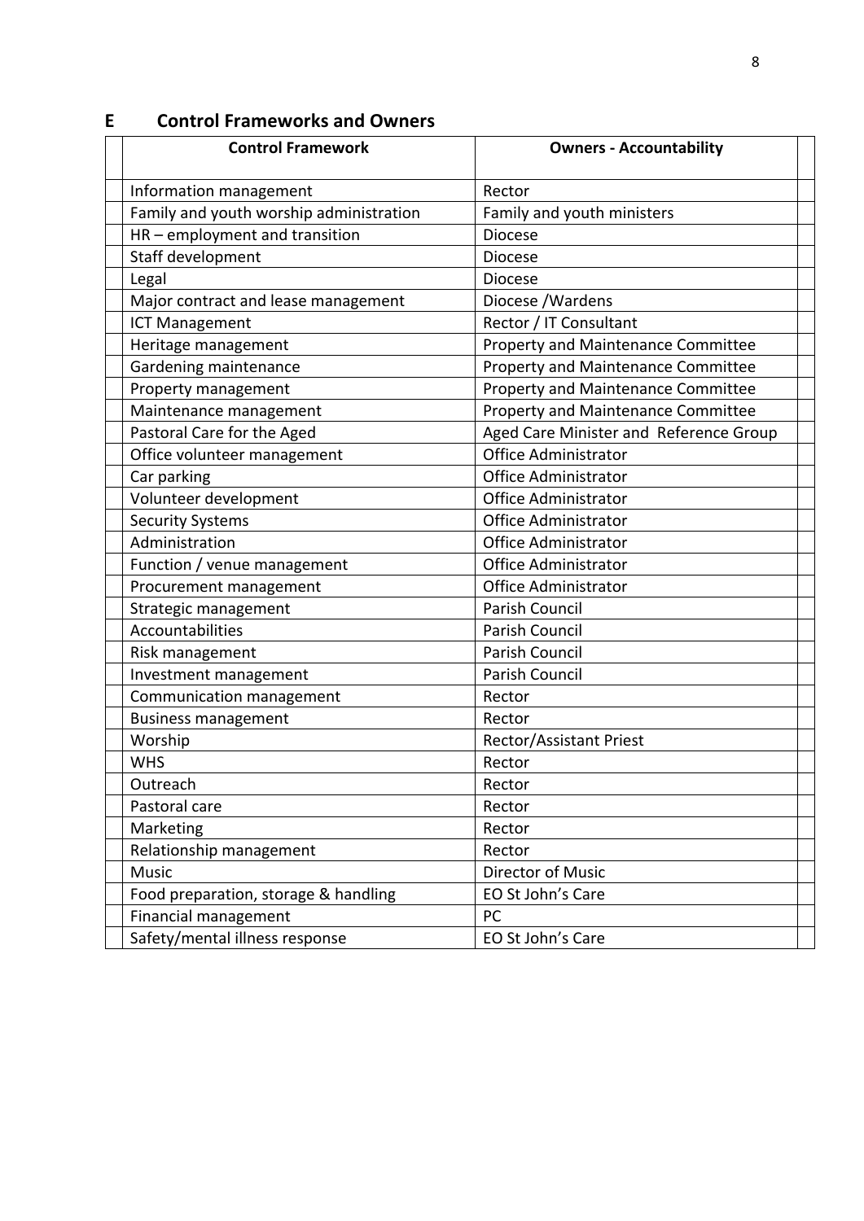## E Control Frameworks and Owners

| Control Framework | Owners - Accountability |
|---|---|
| Information management | Rector |
| Family and youth worship administration | Family and youth ministers |
| HR – employment and transition | Diocese |
| Staff development | Diocese |
| Legal | Diocese |
| Major contract and lease management | Diocese /Wardens |
| ICT Management | Rector / IT Consultant |
| Heritage management | Property and Maintenance Committee |
| Gardening maintenance | Property and Maintenance Committee |
| Property management | Property and Maintenance Committee |
| Maintenance management | Property and Maintenance Committee |
| Pastoral Care for the Aged | Aged Care Minister and Reference Group |
| Office volunteer management | Office Administrator |
| Car parking | Office Administrator |
| Volunteer development | Office Administrator |
| Security Systems | Office Administrator |
| Administration | Office Administrator |
| Function / venue management | Office Administrator |
| Procurement management | Office Administrator |
| Strategic management | Parish Council |
| Accountabilities | Parish Council |
| Risk management | Parish Council |
| Investment management | Parish Council |
| Communication management | Rector |
| Business management | Rector |
| Worship | Rector/Assistant Priest |
| WHS | Rector |
| Outreach | Rector |
| Pastoral care | Rector |
| Marketing | Rector |
| Relationship management | Rector |
| Music | Director of Music |
| Food preparation, storage & handling | EO St John's Care |
| Financial management | PC |
| Safety/mental illness response | EO St John's Care |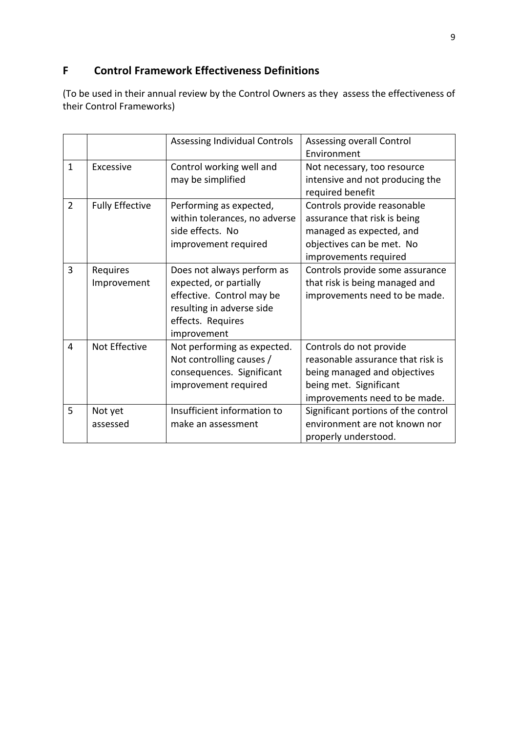## F Control Framework Effectiveness Definitions

(To be used in their annual review by the Control Owners as they assess the effectiveness of their Control Frameworks)

| | | Assessing Individual Controls | Assessing overall Control Environment |
|---|---|---|---|
| 1 | Excessive | Control working well and may be simplified | Not necessary, too resource intensive and not producing the required benefit |
| 2 | Fully Effective | Performing as expected, within tolerances, no adverse side effects. No improvement required | Controls provide reasonable assurance that risk is being managed as expected, and objectives can be met. No improvements required |
| 3 | Requires Improvement | Does not always perform as expected, or partially effective. Control may be resulting in adverse side effects. Requires improvement | Controls provide some assurance that risk is being managed and improvements need to be made. |
| 4 | Not Effective | Not performing as expected. Not controlling causes / consequences. Significant improvement required | Controls do not provide reasonable assurance that risk is being managed and objectives being met. Significant improvements need to be made. |
| 5 | Not yet assessed | Insufficient information to make an assessment | Significant portions of the control environment are not known nor properly understood. |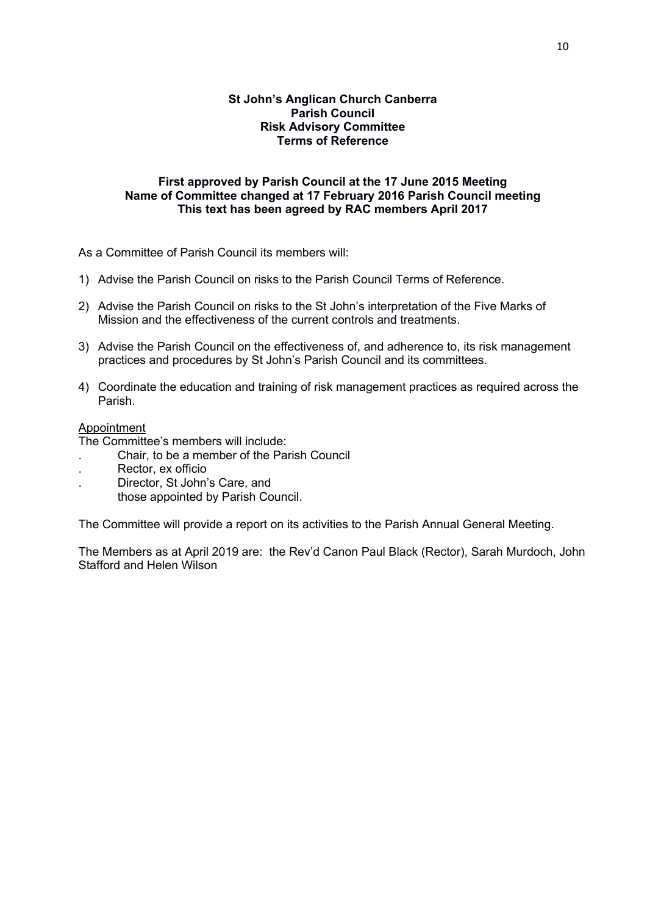**St John's Anglican Church Canberra**
**Parish Council**
**Risk Advisory Committee**
**Terms of Reference**

**First approved by Parish Council at the 17 June 2015 Meeting**
**Name of Committee changed at 17 February 2016 Parish Council meeting**
**This text has been agreed by RAC members April 2017**

As a Committee of Parish Council its members will:

1) Advise the Parish Council on risks to the Parish Council Terms of Reference.
2) Advise the Parish Council on risks to the St John's interpretation of the Five Marks of Mission and the effectiveness of the current controls and treatments.
3) Advise the Parish Council on the effectiveness of, and adherence to, its risk management practices and procedures by St John's Parish Council and its committees.
4) Coordinate the education and training of risk management practices as required across the Parish.

<u>Appointment</u>

The Committee's members will include:

. Chair, to be a member of the Parish Council
. Rector, ex officio
. Director, St John's Care, and
  those appointed by Parish Council.

The Committee will provide a report on its activities to the Parish Annual General Meeting.

The Members as at April 2019 are: the Rev'd Canon Paul Black (Rector), Sarah Murdoch, John Stafford and Helen Wilson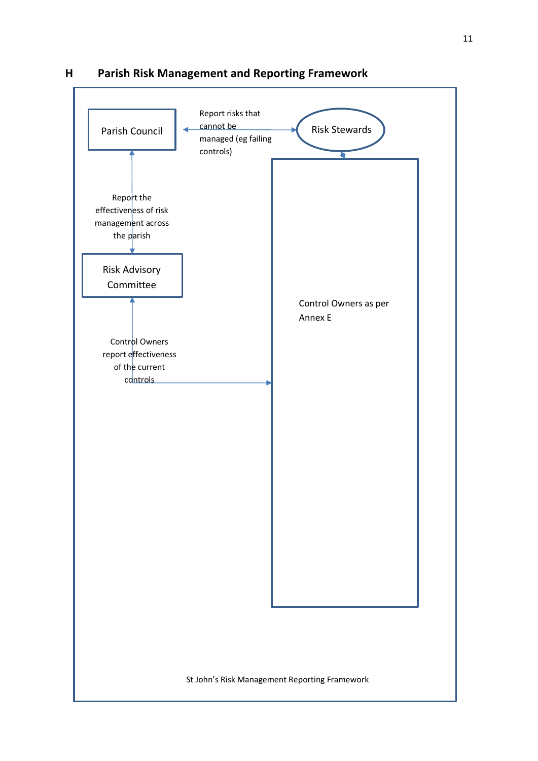## H Parish Risk Management and Reporting Framework

Parish Council

Report risks that cannot be managed (eg failing controls)

Risk Stewards

Report the effectiveness of risk management across the parish

Risk Advisory Committee

Control Owners report effectiveness of the current controls

Control Owners as per Annex E

St John's Risk Management Reporting Framework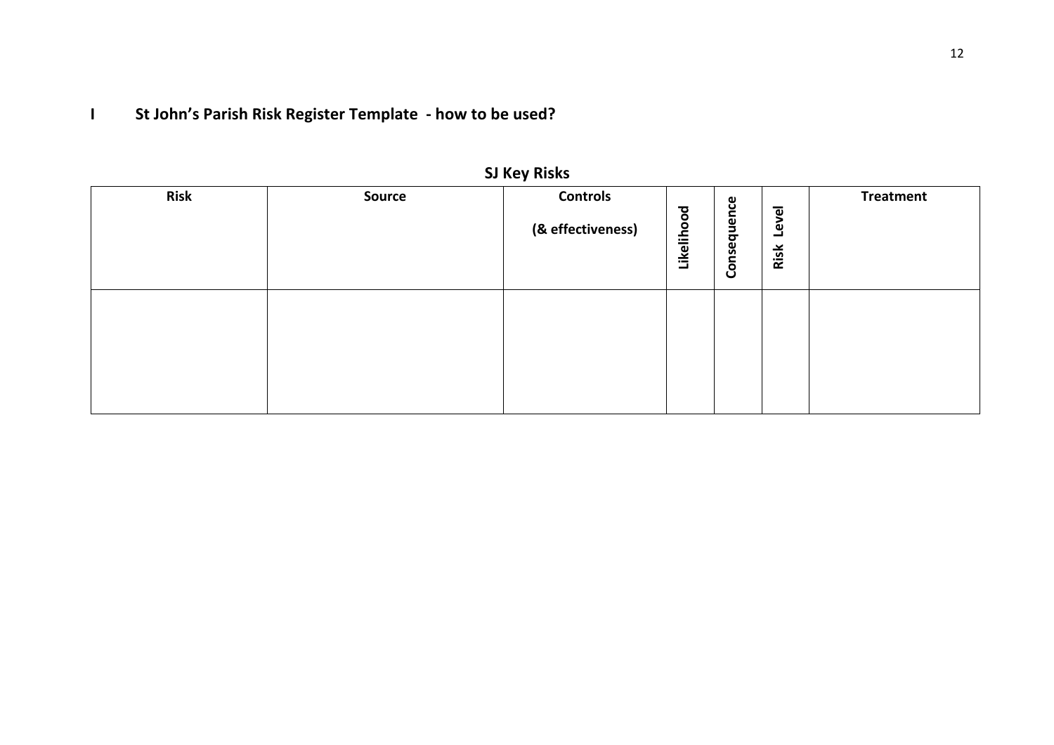## I St John's Parish Risk Register Template - how to be used?

**SJ Key Risks**

| Risk | Source | Controls<br>(& effectiveness) | Likelihood | Consequence | Risk Level | Treatment |
|---|---|---|---|---|---|---|
| | | | | | | |